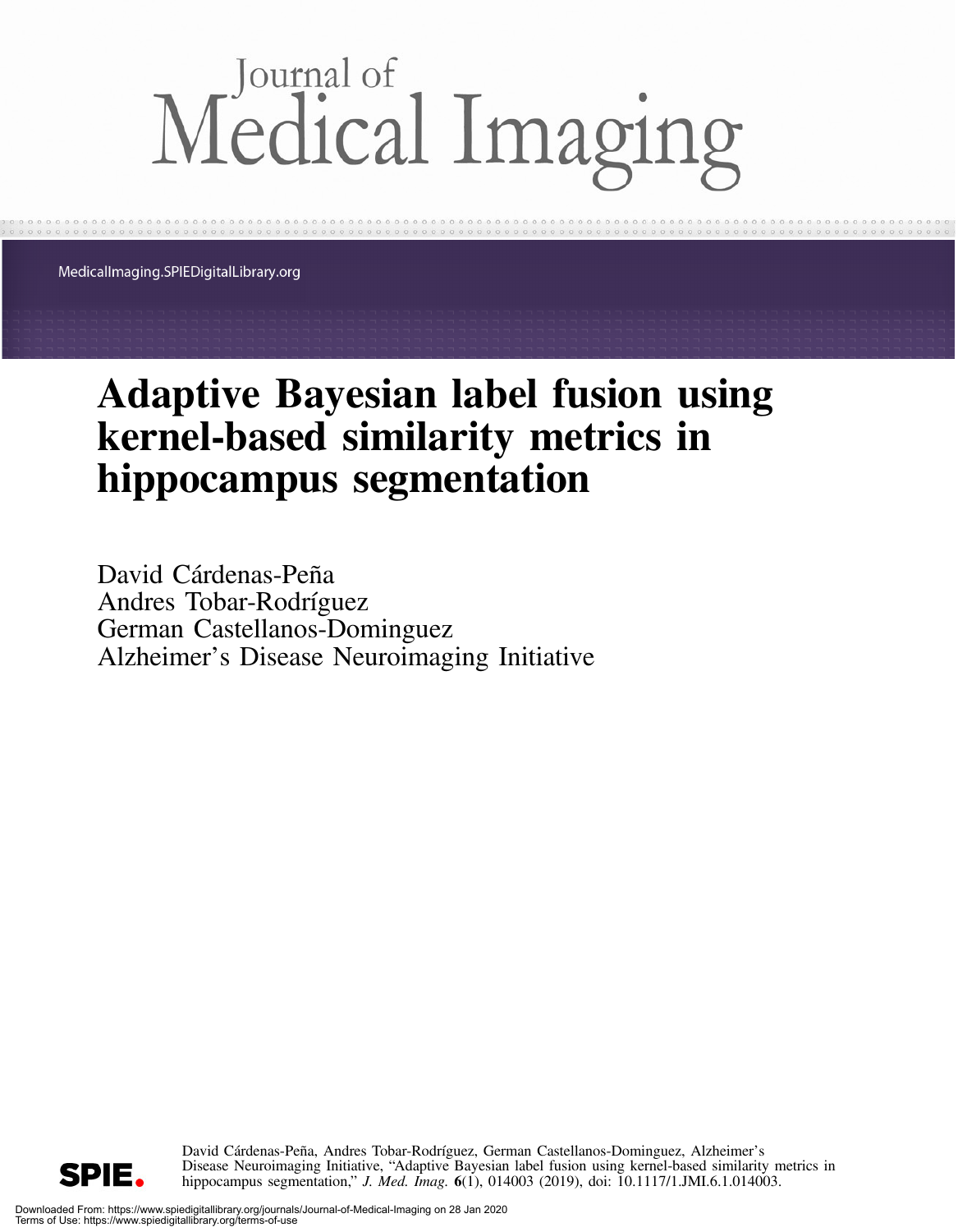# Journal of Medical Imaging

MedicalImaging.SPIEDigitalLibrary.org

# Adaptive Bayesian label fusion using kernel-based similarity metrics in hippocampus segmentation

David Cárdenas-Peña
Andres Tobar-Rodríguez
German Castellanos-Dominguez
Alzheimer's Disease Neuroimaging Initiative

David Cárdenas-Peña, Andres Tobar-Rodríguez, German Castellanos-Dominguez, Alzheimer's Disease Neuroimaging Initiative, "Adaptive Bayesian label fusion using kernel-based similarity metrics in hippocampus segmentation," *J. Med. Imag.* **6**(1), 014003 (2019), doi: 10.1117/1.JMI.6.1.014003.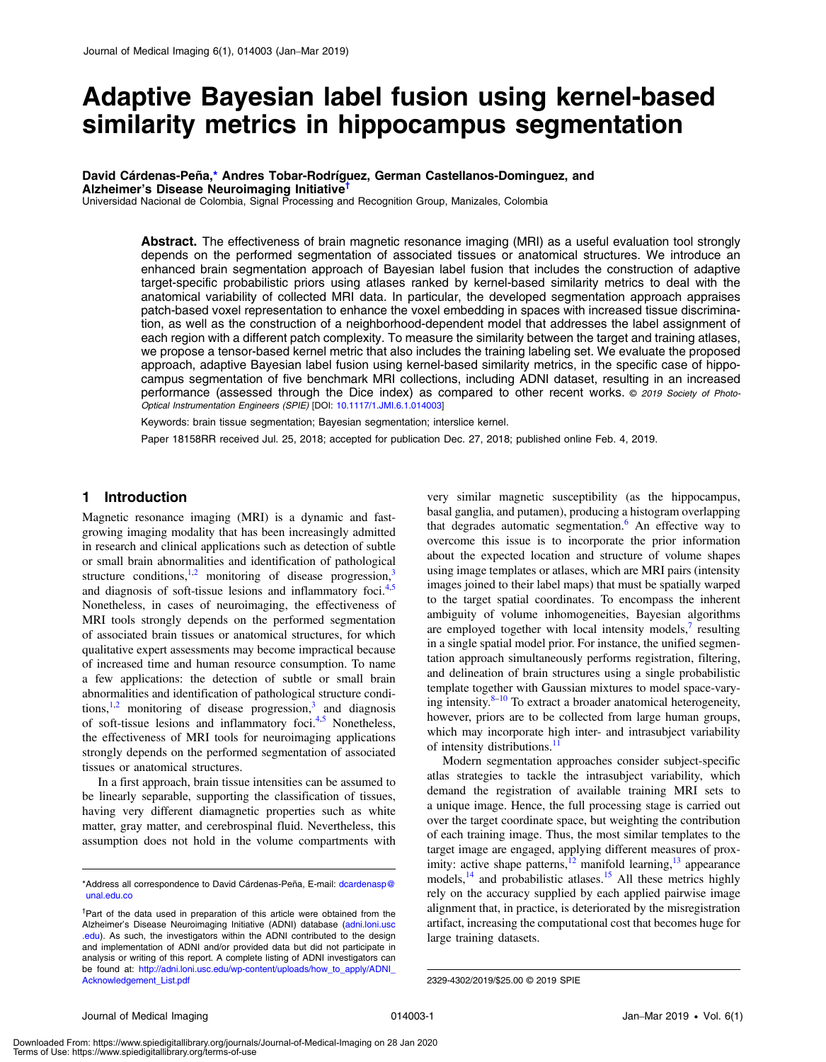# Adaptive Bayesian label fusion using kernel-based similarity metrics in hippocampus segmentation

**David Cárdenas-Peña,* Andres Tobar-Rodríguez, German Castellanos-Dominguez, and Alzheimer's Disease Neuroimaging Initiative†**
Universidad Nacional de Colombia, Signal Processing and Recognition Group, Manizales, Colombia

**Abstract.** The effectiveness of brain magnetic resonance imaging (MRI) as a useful evaluation tool strongly depends on the performed segmentation of associated tissues or anatomical structures. We introduce an enhanced brain segmentation approach of Bayesian label fusion that includes the construction of adaptive target-specific probabilistic priors using atlases ranked by kernel-based similarity metrics to deal with the anatomical variability of collected MRI data. In particular, the developed segmentation approach appraises patch-based voxel representation to enhance the voxel embedding in spaces with increased tissue discrimination, as well as the construction of a neighborhood-dependent model that addresses the label assignment of each region with a different patch complexity. To measure the similarity between the target and training atlases, we propose a tensor-based kernel metric that also includes the training labeling set. We evaluate the proposed approach, adaptive Bayesian label fusion using kernel-based similarity metrics, in the specific case of hippocampus segmentation of five benchmark MRI collections, including ADNI dataset, resulting in an increased performance (assessed through the Dice index) as compared to other recent works. *© 2019 Society of Photo-Optical Instrumentation Engineers (SPIE)* [DOI: 10.1117/1.JMI.6.1.014003]

Keywords: brain tissue segmentation; Bayesian segmentation; interslice kernel.

Paper 18158RR received Jul. 25, 2018; accepted for publication Dec. 27, 2018; published online Feb. 4, 2019.

## 1 Introduction

Magnetic resonance imaging (MRI) is a dynamic and fast-growing imaging modality that has been increasingly admitted in research and clinical applications such as detection of subtle or small brain abnormalities and identification of pathological structure conditions,[1,2] monitoring of disease progression,[3] and diagnosis of soft-tissue lesions and inflammatory foci.[4,5] Nonetheless, in cases of neuroimaging, the effectiveness of MRI tools strongly depends on the performed segmentation of associated brain tissues or anatomical structures, for which qualitative expert assessments may become impractical because of increased time and human resource consumption. To name a few applications: the detection of subtle or small brain abnormalities and identification of pathological structure conditions,[1,2] monitoring of disease progression,[3] and diagnosis of soft-tissue lesions and inflammatory foci.[4,5] Nonetheless, the effectiveness of MRI tools for neuroimaging applications strongly depends on the performed segmentation of associated tissues or anatomical structures.

In a first approach, brain tissue intensities can be assumed to be linearly separable, supporting the classification of tissues, having very different diamagnetic properties such as white matter, gray matter, and cerebrospinal fluid. Nevertheless, this assumption does not hold in the volume compartments with very similar magnetic susceptibility (as the hippocampus, basal ganglia, and putamen), producing a histogram overlapping that degrades automatic segmentation.[6] An effective way to overcome this issue is to incorporate the prior information about the expected location and structure of volume shapes using image templates or atlases, which are MRI pairs (intensity images joined to their label maps) that must be spatially warped to the target spatial coordinates. To encompass the inherent ambiguity of volume inhomogeneities, Bayesian algorithms are employed together with local intensity models,[7] resulting in a single spatial model prior. For instance, the unified segmentation approach simultaneously performs registration, filtering, and delineation of brain structures using a single probabilistic template together with Gaussian mixtures to model space-varying intensity.[8–10] To extract a broader anatomical heterogeneity, however, priors are to be collected from large human groups, which may incorporate high inter- and intrasubject variability of intensity distributions.[11]

Modern segmentation approaches consider subject-specific atlas strategies to tackle the intrasubject variability, which demand the registration of available training MRI sets to a unique image. Hence, the full processing stage is carried out over the target coordinate space, but weighting the contribution of each training image. Thus, the most similar templates to the target image are engaged, applying different measures of proximity: active shape patterns,[12] manifold learning,[13] appearance models,[14] and probabilistic atlases.[15] All these metrics highly rely on the accuracy supplied by each applied pairwise image alignment that, in practice, is deteriorated by the misregistration artifact, increasing the computational cost that becomes huge for large training datasets.

*Address all correspondence to David Cárdenas-Peña, E-mail: dcardenasp@unal.edu.co

†Part of the data used in preparation of this article were obtained from the Alzheimer's Disease Neuroimaging Initiative (ADNI) database (adni.loni.usc.edu). As such, the investigators within the ADNI contributed to the design and implementation of ADNI and/or provided data but did not participate in analysis or writing of this report. A complete listing of ADNI investigators can be found at: http://adni.loni.usc.edu/wp-content/uploads/how_to_apply/ADNI_Acknowledgement_List.pdf

2329-4302/2019/$25.00 © 2019 SPIE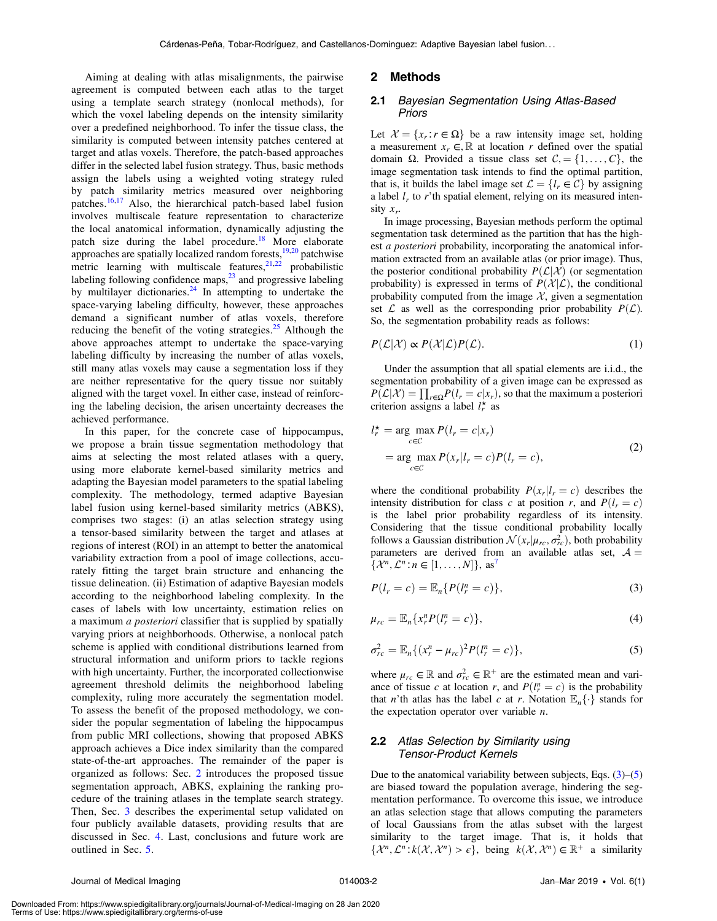Aiming at dealing with atlas misalignments, the pairwise agreement is computed between each atlas to the target using a template search strategy (nonlocal methods), for which the voxel labeling depends on the intensity similarity over a predefined neighborhood. To infer the tissue class, the similarity is computed between intensity patches centered at target and atlas voxels. Therefore, the patch-based approaches differ in the selected label fusion strategy. Thus, basic methods assign the labels using a weighted voting strategy ruled by patch similarity metrics measured over neighboring patches.[16,17] Also, the hierarchical patch-based label fusion involves multiscale feature representation to characterize the local anatomical information, dynamically adjusting the patch size during the label procedure.[18] More elaborate approaches are spatially localized random forests,[19,20] patchwise metric learning with multiscale features,[21,22] probabilistic labeling following confidence maps,[23] and progressive labeling by multilayer dictionaries.[24] In attempting to undertake the space-varying labeling difficulty, however, these approaches demand a significant number of atlas voxels, therefore reducing the benefit of the voting strategies.[25] Although the above approaches attempt to undertake the space-varying labeling difficulty by increasing the number of atlas voxels, still many atlas voxels may cause a segmentation loss if they are neither representative for the query tissue nor suitably aligned with the target voxel. In either case, instead of reinforcing the labeling decision, the arisen uncertainty decreases the achieved performance.

In this paper, for the concrete case of hippocampus, we propose a brain tissue segmentation methodology that aims at selecting the most related atlases with a query, using more elaborate kernel-based similarity metrics and adapting the Bayesian model parameters to the spatial labeling complexity. The methodology, termed adaptive Bayesian label fusion using kernel-based similarity metrics (ABKS), comprises two stages: (i) an atlas selection strategy using a tensor-based similarity between the target and atlases at regions of interest (ROI) in an attempt to better the anatomical variability extraction from a pool of image collections, accurately fitting the target brain structure and enhancing the tissue delineation. (ii) Estimation of adaptive Bayesian models according to the neighborhood labeling complexity. In the cases of labels with low uncertainty, estimation relies on a maximum *a posteriori* classifier that is supplied by spatially varying priors at neighborhoods. Otherwise, a nonlocal patch scheme is applied with conditional distributions learned from structural information and uniform priors to tackle regions with high uncertainty. Further, the incorporated collectionwise agreement threshold delimits the neighborhood labeling complexity, ruling more accurately the segmentation model. To assess the benefit of the proposed methodology, we consider the popular segmentation of labeling the hippocampus from public MRI collections, showing that proposed ABKS approach achieves a Dice index similarity than the compared state-of-the-art approaches. The remainder of the paper is organized as follows: Sec. 2 introduces the proposed tissue segmentation approach, ABKS, explaining the ranking procedure of the training atlases in the template search strategy. Then, Sec. 3 describes the experimental setup validated on four publicly available datasets, providing results that are discussed in Sec. 4. Last, conclusions and future work are outlined in Sec. 5.

## 2 Methods

### 2.1 *Bayesian Segmentation Using Atlas-Based Priors*

Let $\mathcal{X} = \{x_r : r \in \Omega\}$ be a raw intensity image set, holding a measurement $x_r \in, \mathbb{R}$ at location $r$ defined over the spatial domain $\Omega$. Provided a tissue class set $\mathcal{C}, = \{1, \ldots, C\}$, the image segmentation task intends to find the optimal partition, that is, it builds the label image set $\mathcal{L} = \{l_r \in \mathcal{C}\}$ by assigning a label $l_r$ to $r$'th spatial element, relying on its measured intensity $x_r$.

In image processing, Bayesian methods perform the optimal segmentation task determined as the partition that has the highest *a posteriori* probability, incorporating the anatomical information extracted from an available atlas (or prior image). Thus, the posterior conditional probability $P(\mathcal{L}|\mathcal{X})$ (or segmentation probability) is expressed in terms of $P(\mathcal{X}|\mathcal{L})$, the conditional probability computed from the image $\mathcal{X}$, given a segmentation set $\mathcal{L}$ as well as the corresponding prior probability $P(\mathcal{L})$. So, the segmentation probability reads as follows:

$$P(\mathcal{L}|\mathcal{X}) \propto P(\mathcal{X}|\mathcal{L})P(\mathcal{L}). \tag{1}$$

Under the assumption that all spatial elements are i.i.d., the segmentation probability of a given image can be expressed as $P(\mathcal{L}|\mathcal{X}) = \prod_{r\in\Omega} P(l_r = c|x_r)$, so that the maximum a posteriori criterion assigns a label $l_r^\star$ as

$$\begin{aligned} l_r^\star &= \arg\max_{c\in\mathcal{C}} P(l_r = c|x_r) \\ &= \arg\max_{c\in\mathcal{C}} P(x_r|l_r = c)P(l_r = c), \end{aligned} \tag{2}$$

where the conditional probability $P(x_r|l_r = c)$ describes the intensity distribution for class $c$ at position $r$, and $P(l_r = c)$ is the label prior probability regardless of its intensity. Considering that the tissue conditional probability locally follows a Gaussian distribution $\mathcal{N}(x_r|\mu_{rc}, \sigma_{rc}^2)$, both probability parameters are derived from an available atlas set, $\mathcal{A} = \{\mathcal{X}^n, \mathcal{L}^n : n \in [1, \ldots, N]\}$, as[7]

$$P(l_r = c) = \mathbb{E}_n\{P(l_r^n = c)\}, \tag{3}$$

$$\mu_{rc} = \mathbb{E}_n\{x_r^n P(l_r^n = c)\}, \tag{4}$$

$$\sigma_{rc}^2 = \mathbb{E}_n\{(x_r^n - \mu_{rc})^2 P(l_r^n = c)\}, \tag{5}$$

where $\mu_{rc} \in \mathbb{R}$ and $\sigma_{rc}^2 \in \mathbb{R}^+$ are the estimated mean and variance of tissue $c$ at location $r$, and $P(l_r^n = c)$ is the probability that $n$'th atlas has the label $c$ at $r$. Notation $\mathbb{E}_n\{\cdot\}$ stands for the expectation operator over variable $n$.

### 2.2 *Atlas Selection by Similarity using Tensor-Product Kernels*

Due to the anatomical variability between subjects, Eqs. (3)–(5) are biased toward the population average, hindering the segmentation performance. To overcome this issue, we introduce an atlas selection stage that allows computing the parameters of local Gaussians from the atlas subset with the largest similarity to the target image. That is, it holds that $\{\mathcal{X}^n, \mathcal{L}^n : k(\mathcal{X}, \mathcal{X}^n) > \epsilon\}$, being $k(\mathcal{X}, \mathcal{X}^n) \in \mathbb{R}^+$ a similarity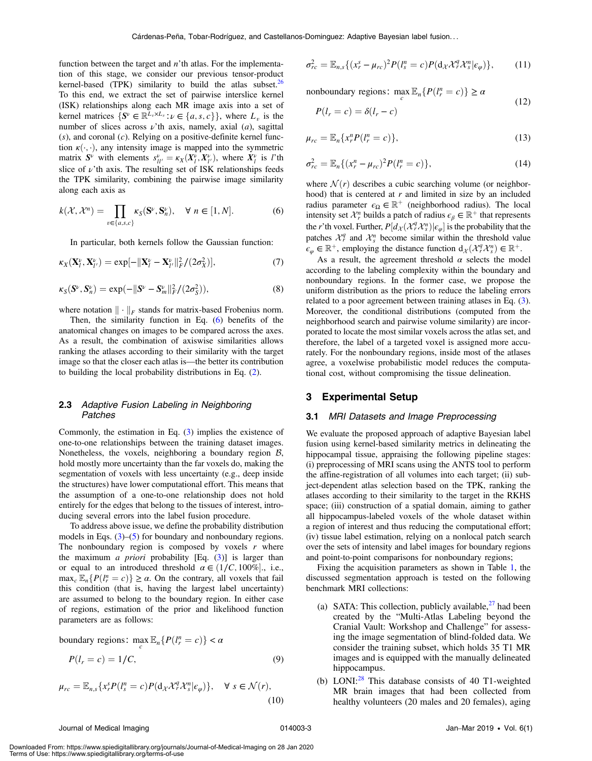function between the target and $n$'th atlas. For the implementation of this stage, we consider our previous tensor-product kernel-based (TPK) similarity to build the atlas subset.[26] To this end, we extract the set of pairwise interslice kernel (ISK) relationships along each MR image axis into a set of kernel matrices $\{\boldsymbol{S}^{\nu} \in \mathbb{R}^{L_\nu \times L_\nu} : \nu \in \{a, s, c\}\}$, where $L_\nu$ is the number of slices across $\nu$'th axis, namely, axial ($a$), sagittal ($s$), and coronal ($c$). Relying on a positive-definite kernel function $\kappa(\cdot, \cdot)$, any intensity image is mapped into the symmetric matrix $\boldsymbol{S}^{\nu}$ with elements $s^{\nu}_{ll'} = \kappa_X(\boldsymbol{X}^{\nu}_l, \boldsymbol{X}^{\nu}_{l'})$, where $\boldsymbol{X}^{\nu}_l$ is $l$'th slice of $\nu$'th axis. The resulting set of ISK relationships feeds the TPK similarity, combining the pairwise image similarity along each axis as

$$k(\mathcal{X}, \mathcal{X}^n) = \prod_{\nu \in \{a,s,c\}} \kappa_S(\mathbf{S}^{\nu}, \mathbf{S}^{\nu}_n), \quad \forall\, n \in [1, N]. \tag{6}$$

In particular, both kernels follow the Gaussian function:

$$\kappa_X(\mathbf{X}^{\nu}_l, \mathbf{X}^{\nu}_{l'}) = \exp[-\|\mathbf{X}^{\nu}_l - \mathbf{X}^{\nu}_{l'}\|^2_F / (2\sigma^2_X)], \tag{7}$$

$$\kappa_S(\boldsymbol{S}^{\nu}, \boldsymbol{S}^{\nu}_n) = \exp(-\|\boldsymbol{S}^{\nu} - \boldsymbol{S}^{\nu}_m\|^2_F / (2\sigma^2_S)), \tag{8}$$

where notation $\|\cdot\|_F$ stands for matrix-based Frobenius norm.

Then, the similarity function in Eq. (6) benefits of the anatomical changes on images to be compared across the axes. As a result, the combination of axiswise similarities allows ranking the atlases according to their similarity with the target image so that the closer each atlas is—the better its contribution to building the local probability distributions in Eq. (2).

### 2.3 Adaptive Fusion Labeling in Neighboring Patches

Commonly, the estimation in Eq. (3) implies the existence of one-to-one relationships between the training dataset images. Nonetheless, the voxels, neighboring a boundary region $\mathcal{B}$, hold mostly more uncertainty than the far voxels do, making the segmentation of voxels with less uncertainty (e.g., deep inside the structures) have lower computational effort. This means that the assumption of a one-to-one relationship does not hold entirely for the edges that belong to the tissues of interest, introducing several errors into the label fusion procedure.

To address above issue, we define the probability distribution models in Eqs. (3)–(5) for boundary and nonboundary regions. The nonboundary region is composed by voxels $r$ where the maximum *a priori* probability [Eq. (3)] is larger than or equal to an introduced threshold $\alpha \in (1/C, 100\%]$., i.e., $\max_c \mathbb{E}_n\{P(l^n_r = c)\} \geq \alpha$. On the contrary, all voxels that fail this condition (that is, having the largest label uncertainty) are assumed to belong to the boundary region. In either case of regions, estimation of the prior and likelihood function parameters are as follows:

$$\text{boundary regions: } \max_c \mathbb{E}_n\{P(l^n_r = c)\} < \alpha$$
$$P(l_r = c) = 1/C, \tag{9}$$

$$\mu_{rc} = \mathbb{E}_{n,s}\{x^s_r P(l^n_s = c) P(\mathrm{d}_{\mathcal{X}} \mathcal{X}^q_r \mathcal{X}^n_s | \epsilon_\varphi)\}, \quad \forall\, s \in \mathcal{N}(r), \tag{10}$$

$$\sigma^2_{rc} = \mathbb{E}_{n,s}\{(x^s_r - \mu_{rc})^2 P(l^n_s = c) P(\mathrm{d}_{\mathcal{X}} \mathcal{X}^q_r \mathcal{X}^n_s | \epsilon_\varphi)\}, \tag{11}$$

$$\text{nonboundary regions: } \max_c \mathbb{E}_n\{P(l^n_r = c)\} \geq \alpha$$
$$P(l_r = c) = \delta(l_r - c) \tag{12}$$

$$\mu_{rc} = \mathbb{E}_n\{x^n_r P(l^n_r = c)\}, \tag{13}$$

$$\sigma^2_{rc} = \mathbb{E}_n\{(x^n_r - \mu_{rc})^2 P(l^n_r = c)\}, \tag{14}$$

where $\mathcal{N}(r)$ describes a cubic searching volume (or neighborhood) that is centered at $r$ and limited in size by an included radius parameter $\epsilon_\Omega \in \mathbb{R}^+$ (neighborhood radius). The local intensity set $\mathcal{X}^n_r$ builds a patch of radius $\epsilon_\beta \in \mathbb{R}^+$ that represents the $r$'th voxel. Further, $P[d_{\mathcal{X}}(\mathcal{X}^q_r \mathcal{X}^n_s) | \epsilon_\varphi]$ is the probability that the patches $\mathcal{X}^q_r$ and $\mathcal{X}^n_s$ become similar within the threshold value $\epsilon_\varphi \in \mathbb{R}^+$, employing the distance function $\mathrm{d}_{\mathcal{X}}(\mathcal{X}^q_r \mathcal{X}^n_s) \in \mathbb{R}^+$.

As a result, the agreement threshold $\alpha$ selects the model according to the labeling complexity within the boundary and nonboundary regions. In the former case, we propose the uniform distribution as the priors to reduce the labeling errors related to a poor agreement between training atlases in Eq. (3). Moreover, the conditional distributions (computed from the neighborhood search and pairwise volume similarity) are incorporated to locate the most similar voxels across the atlas set, and therefore, the label of a targeted voxel is assigned more accurately. For the nonboundary regions, inside most of the atlases agree, a voxelwise probabilistic model reduces the computational cost, without compromising the tissue delineation.

## 3 Experimental Setup

### 3.1 MRI Datasets and Image Preprocessing

We evaluate the proposed approach of adaptive Bayesian label fusion using kernel-based similarity metrics in delineating the hippocampal tissue, appraising the following pipeline stages: (i) preprocessing of MRI scans using the ANTS tool to perform the affine-registration of all volumes into each target; (ii) subject-dependent atlas selection based on the TPK, ranking the atlases according to their similarity to the target in the RKHS space; (iii) construction of a spatial domain, aiming to gather all hippocampus-labeled voxels of the whole dataset within a region of interest and thus reducing the computational effort; (iv) tissue label estimation, relying on a nonlocal patch search over the sets of intensity and label images for boundary regions and point-to-point comparisons for nonboundary regions;

Fixing the acquisition parameters as shown in Table 1, the discussed segmentation approach is tested on the following benchmark MRI collections:

(a) SATA: This collection, publicly available,[27] had been created by the "Multi-Atlas Labeling beyond the Cranial Vault: Workshop and Challenge" for assessing the image segmentation of blind-folded data. We consider the training subset, which holds 35 T1 MR images and is equipped with the manually delineated hippocampus.

(b) LONI:[28] This database consists of 40 T1-weighted MR brain images that had been collected from healthy volunteers (20 males and 20 females), aging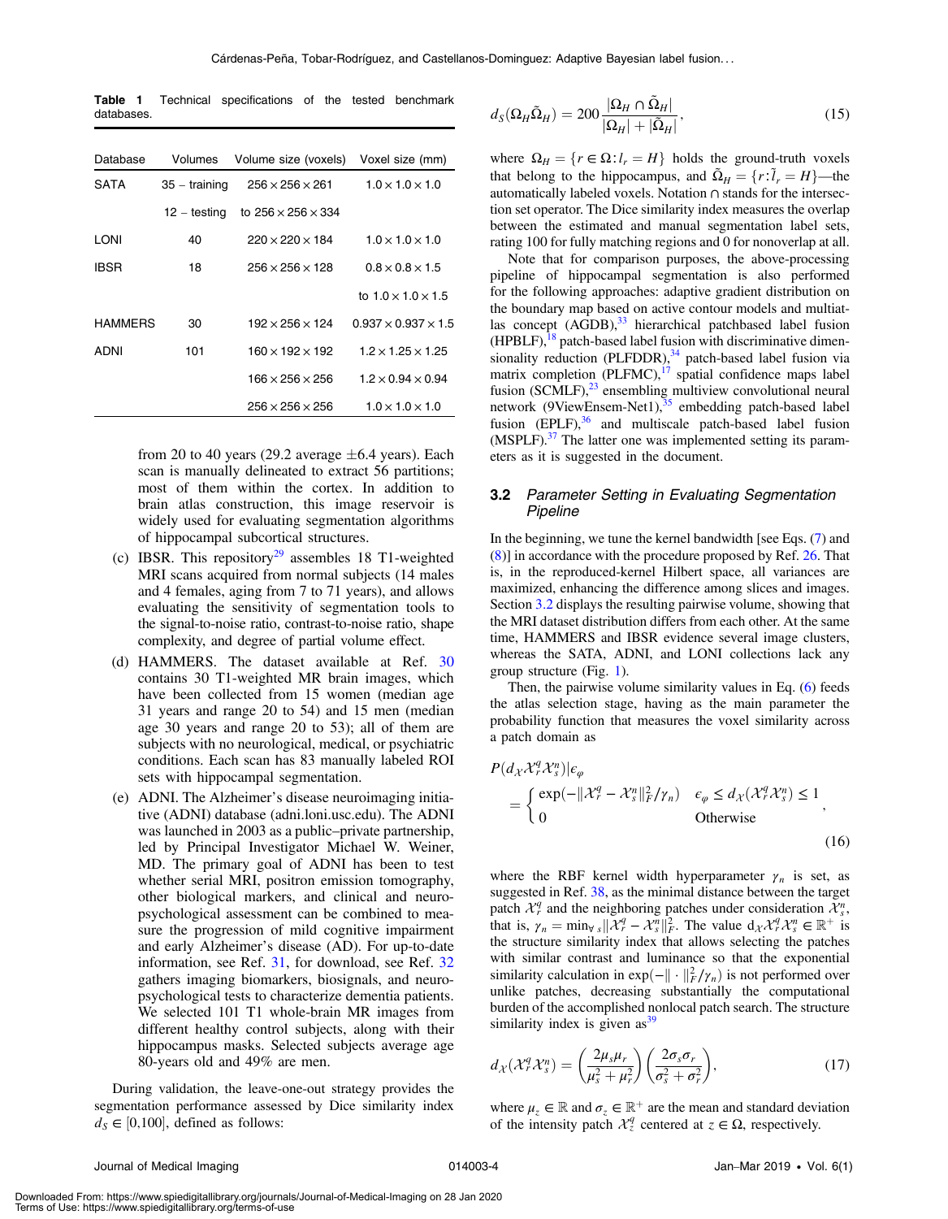**Table 1** Technical specifications of the tested benchmark databases.

| Database | Volumes | Volume size (voxels) | Voxel size (mm) |
|---|---|---|---|
| SATA | 35 – training | $256 \times 256 \times 261$ | $1.0 \times 1.0 \times 1.0$ |
| | 12 – testing | to $256 \times 256 \times 334$ | |
| LONI | 40 | $220 \times 220 \times 184$ | $1.0 \times 1.0 \times 1.0$ |
| IBSR | 18 | $256 \times 256 \times 128$ | $0.8 \times 0.8 \times 1.5$ |
| | | | to $1.0 \times 1.0 \times 1.5$ |
| HAMMERS | 30 | $192 \times 256 \times 124$ | $0.937 \times 0.937 \times 1.5$ |
| ADNI | 101 | $160 \times 192 \times 192$ | $1.2 \times 1.25 \times 1.25$ |
| | | $166 \times 256 \times 256$ | $1.2 \times 0.94 \times 0.94$ |
| | | $256 \times 256 \times 256$ | $1.0 \times 1.0 \times 1.0$ |

from 20 to 40 years (29.2 average $\pm 6.4$ years). Each scan is manually delineated to extract 56 partitions; most of them within the cortex. In addition to brain atlas construction, this image reservoir is widely used for evaluating segmentation algorithms of hippocampal subcortical structures.

(c) IBSR. This repository[29] assembles 18 T1-weighted MRI scans acquired from normal subjects (14 males and 4 females, aging from 7 to 71 years), and allows evaluating the sensitivity of segmentation tools to the signal-to-noise ratio, contrast-to-noise ratio, shape complexity, and degree of partial volume effect.

(d) HAMMERS. The dataset available at Ref. 30 contains 30 T1-weighted MR brain images, which have been collected from 15 women (median age 31 years and range 20 to 54) and 15 men (median age 30 years and range 20 to 53); all of them are subjects with no neurological, medical, or psychiatric conditions. Each scan has 83 manually labeled ROI sets with hippocampal segmentation.

(e) ADNI. The Alzheimer's disease neuroimaging initiative (ADNI) database (adni.loni.usc.edu). The ADNI was launched in 2003 as a public–private partnership, led by Principal Investigator Michael W. Weiner, MD. The primary goal of ADNI has been to test whether serial MRI, positron emission tomography, other biological markers, and clinical and neuropsychological assessment can be combined to measure the progression of mild cognitive impairment and early Alzheimer's disease (AD). For up-to-date information, see Ref. 31, for download, see Ref. 32 gathers imaging biomarkers, biosignals, and neuropsychological tests to characterize dementia patients. We selected 101 T1 whole-brain MR images from different healthy control subjects, along with their hippocampus masks. Selected subjects average age 80-years old and 49% are men.

During validation, the leave-one-out strategy provides the segmentation performance assessed by Dice similarity index $d_S \in [0,100]$, defined as follows:

$$d_S(\Omega_H \tilde{\Omega}_H) = 200 \frac{|\Omega_H \cap \tilde{\Omega}_H|}{|\Omega_H| + |\tilde{\Omega}_H|}, \tag{15}$$

where $\Omega_H = \{r \in \Omega : l_r = H\}$ holds the ground-truth voxels that belong to the hippocampus, and $\tilde{\Omega}_H = \{r : \tilde{l}_r = H\}$—the automatically labeled voxels. Notation $\cap$ stands for the intersection set operator. The Dice similarity index measures the overlap between the estimated and manual segmentation label sets, rating 100 for fully matching regions and 0 for nonoverlap at all.

Note that for comparison purposes, the above-processing pipeline of hippocampal segmentation is also performed for the following approaches: adaptive gradient distribution on the boundary map based on active contour models and multiatlas concept (AGDB),[33] hierarchical patchbased label fusion (HPBLF),[18] patch-based label fusion with discriminative dimensionality reduction (PLFDDR),[34] patch-based label fusion via matrix completion (PLFMC),[17] spatial confidence maps label fusion (SCMLF),[23] ensembling multiview convolutional neural network (9ViewEnsem-Net1),[35] embedding patch-based label fusion (EPLF),[36] and multiscale patch-based label fusion (MSPLF).[37] The latter one was implemented setting its parameters as it is suggested in the document.

### 3.2 *Parameter Setting in Evaluating Segmentation Pipeline*

In the beginning, we tune the kernel bandwidth [see Eqs. (7) and (8)] in accordance with the procedure proposed by Ref. 26. That is, in the reproduced-kernel Hilbert space, all variances are maximized, enhancing the difference among slices and images. Section 3.2 displays the resulting pairwise volume, showing that the MRI dataset distribution differs from each other. At the same time, HAMMERS and IBSR evidence several image clusters, whereas the SATA, ADNI, and LONI collections lack any group structure (Fig. 1).

Then, the pairwise volume similarity values in Eq. (6) feeds the atlas selection stage, having as the main parameter the probability function that measures the voxel similarity across a patch domain as

$$P(d_{\mathcal{X}} \mathcal{X}_r^q \mathcal{X}_s^n) | \epsilon_\varphi = \begin{cases} \exp(-\|\mathcal{X}_r^q - \mathcal{X}_s^n\|_F^2 / \gamma_n) & \epsilon_\varphi \le d_{\mathcal{X}}(\mathcal{X}_r^q \mathcal{X}_s^n) \le 1 \\ 0 & \text{Otherwise} \end{cases}, \tag{16}$$

where the RBF kernel width hyperparameter $\gamma_n$ is set, as suggested in Ref. 38, as the minimal distance between the target patch $\mathcal{X}_r^q$ and the neighboring patches under consideration $\mathcal{X}_s^n$, that is, $\gamma_n = \min_{\forall s} \|\mathcal{X}_r^q - \mathcal{X}_s^n\|_F^2$. The value $d_{\mathcal{X}} \mathcal{X}_r^q \mathcal{X}_s^n \in \mathbb{R}^+$ is the structure similarity index that allows selecting the patches with similar contrast and luminance so that the exponential similarity calculation in $\exp(-\|\cdot\|_F^2 / \gamma_n)$ is not performed over unlike patches, decreasing substantially the computational burden of the accomplished nonlocal patch search. The structure similarity index is given as[39]

$$d_{\mathcal{X}}(\mathcal{X}_r^q \mathcal{X}_s^n) = \left( \frac{2\mu_s \mu_r}{\mu_s^2 + \mu_r^2} \right) \left( \frac{2\sigma_s \sigma_r}{\sigma_s^2 + \sigma_r^2} \right), \tag{17}$$

where $\mu_z \in \mathbb{R}$ and $\sigma_z \in \mathbb{R}^+$ are the mean and standard deviation of the intensity patch $\mathcal{X}_z^q$ centered at $z \in \Omega$, respectively.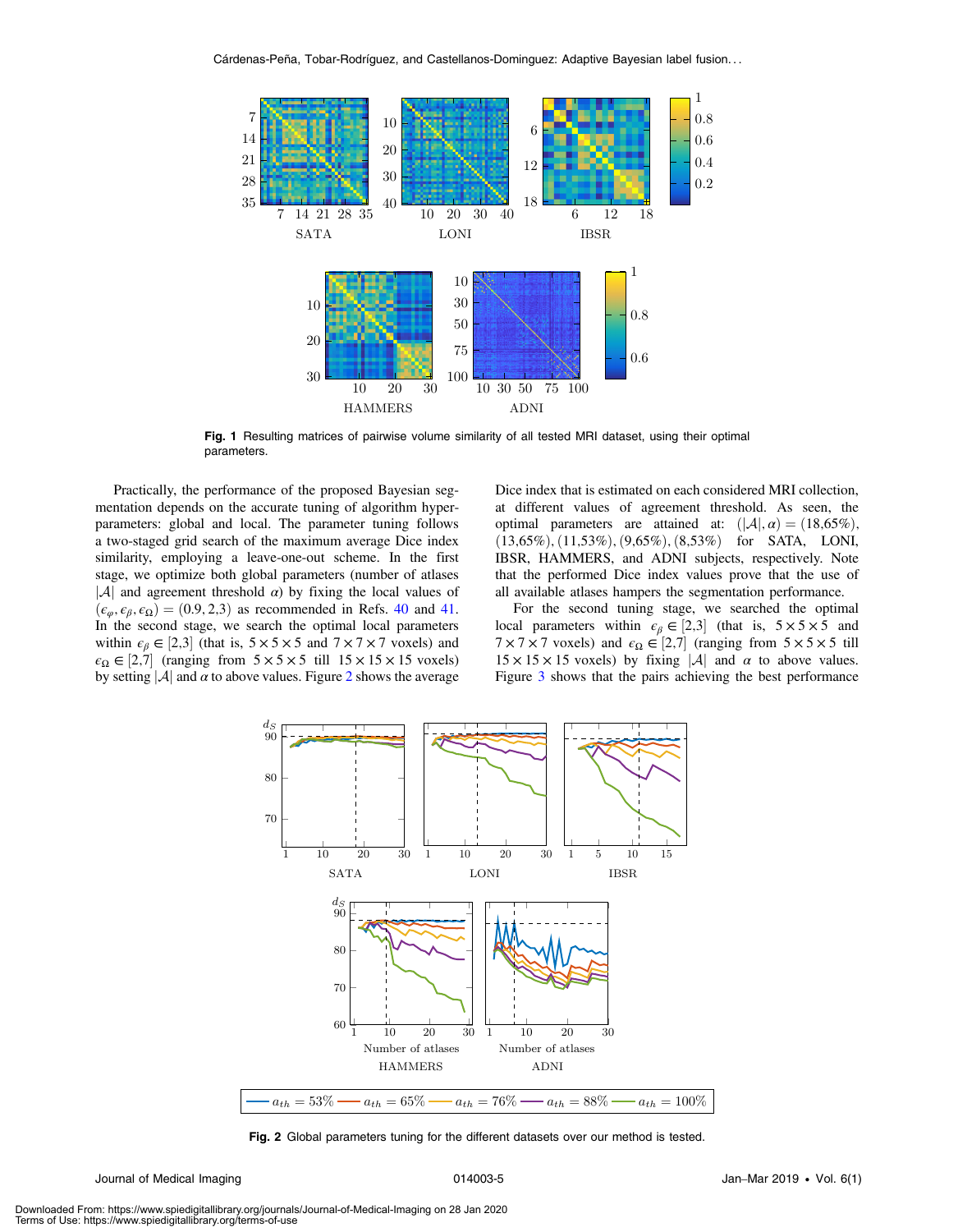Fig. 1 Resulting matrices of pairwise volume similarity of all tested MRI dataset, using their optimal parameters.

Practically, the performance of the proposed Bayesian segmentation depends on the accurate tuning of algorithm hyperparameters: global and local. The parameter tuning follows a two-staged grid search of the maximum average Dice index similarity, employing a leave-one-out scheme. In the first stage, we optimize both global parameters (number of atlases $|\mathcal{A}|$ and agreement threshold $\alpha$) by fixing the local values of $(\epsilon_\varphi, \epsilon_\beta, \epsilon_\Omega) = (0.9, 2, 3)$ as recommended in Refs. 40 and 41. In the second stage, we search the optimal local parameters within $\epsilon_\beta \in [2,3]$ (that is, $5 \times 5 \times 5$ and $7 \times 7 \times 7$ voxels) and $\epsilon_\Omega \in [2,7]$ (ranging from $5 \times 5 \times 5$ till $15 \times 15 \times 15$ voxels) by setting $|\mathcal{A}|$ and $\alpha$ to above values. Figure 2 shows the average Dice index that is estimated on each considered MRI collection, at different values of agreement threshold. As seen, the optimal parameters are attained at: $(|\mathcal{A}|, \alpha) = (18, 65\%)$, $(13, 65\%)$, $(11, 53\%)$, $(9, 65\%)$, $(8, 53\%)$ for SATA, LONI, IBSR, HAMMERS, and ADNI subjects, respectively. Note that the performed Dice index values prove that the use of all available atlases hampers the segmentation performance.

For the second tuning stage, we searched the optimal local parameters within $\epsilon_\beta \in [2,3]$ (that is, $5 \times 5 \times 5$ and $7 \times 7 \times 7$ voxels) and $\epsilon_\Omega \in [2,7]$ (ranging from $5 \times 5 \times 5$ till $15 \times 15 \times 15$ voxels) by fixing $|\mathcal{A}|$ and $\alpha$ to above values. Figure 3 shows that the pairs achieving the best performance

Fig. 2 Global parameters tuning for the different datasets over our method is tested.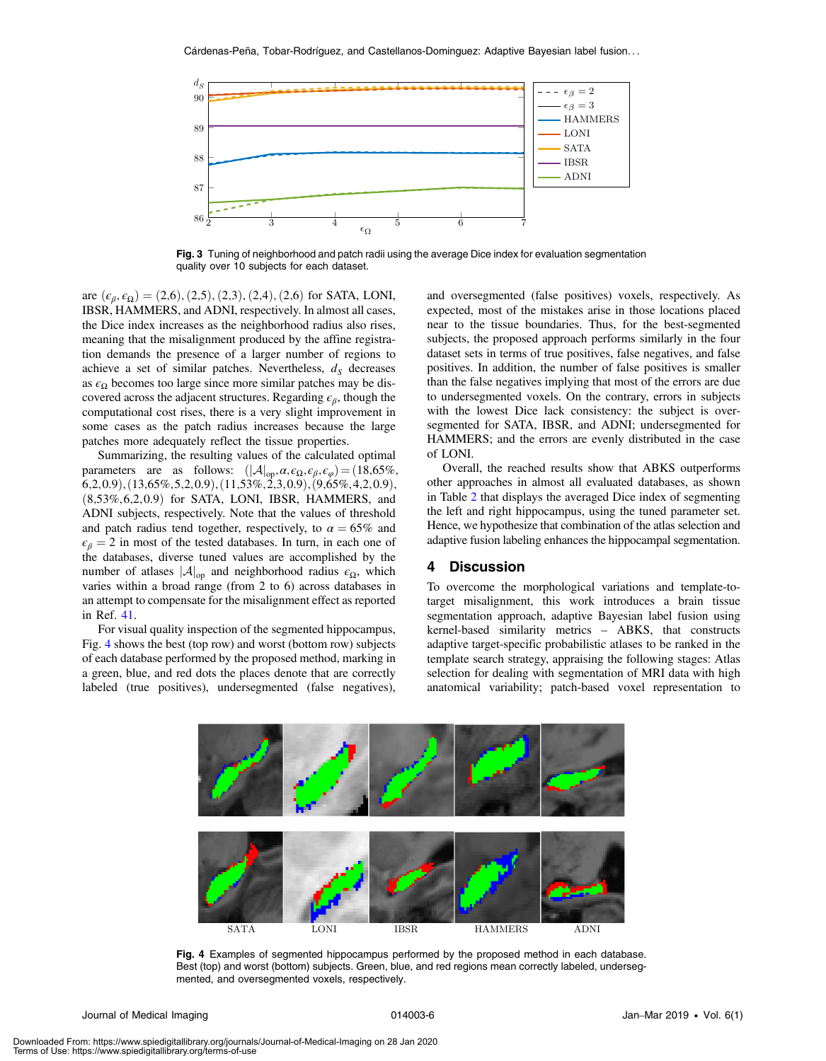Fig. 3 Tuning of neighborhood and patch radii using the average Dice index for evaluation segmentation quality over 10 subjects for each dataset.

are $(\epsilon_\beta, \epsilon_\Omega) = (2,6), (2,5), (2,3), (2,4), (2,6)$ for SATA, LONI, IBSR, HAMMERS, and ADNI, respectively. In almost all cases, the Dice index increases as the neighborhood radius also rises, meaning that the misalignment produced by the affine registration demands the presence of a larger number of regions to achieve a set of similar patches. Nevertheless, $d_S$ decreases as $\epsilon_\Omega$ becomes too large since more similar patches may be discovered across the adjacent structures. Regarding $\epsilon_\beta$, though the computational cost rises, there is a very slight improvement in some cases as the patch radius increases because the large patches more adequately reflect the tissue properties.

Summarizing, the resulting values of the calculated optimal parameters are as follows: $(|\mathcal{A}|_{\text{op}}, \alpha, \epsilon_\Omega, \epsilon_\beta, \epsilon_\varphi) = (18{,}65\%, 6{,}2{,}0.9), (13{,}65\%, 5{,}2{,}0.9), (11{,}53\%, 2{,}3{,}0.9), (9{,}65\%, 4{,}2{,}0.9), (8{,}53\%, 6{,}2{,}0.9)$ for SATA, LONI, IBSR, HAMMERS, and ADNI subjects, respectively. Note that the values of threshold and patch radius tend together, respectively, to $\alpha = 65\%$ and $\epsilon_\beta = 2$ in most of the tested databases. In turn, in each one of the databases, diverse tuned values are accomplished by the number of atlases $|\mathcal{A}|_{\text{op}}$ and neighborhood radius $\epsilon_\Omega$, which varies within a broad range (from 2 to 6) across databases in an attempt to compensate for the misalignment effect as reported in Ref. 41.

For visual quality inspection of the segmented hippocampus, Fig. 4 shows the best (top row) and worst (bottom row) subjects of each database performed by the proposed method, marking in a green, blue, and red dots the places denote that are correctly labeled (true positives), undersegmented (false negatives), and oversegmented (false positives) voxels, respectively. As expected, most of the mistakes arise in those locations placed near to the tissue boundaries. Thus, for the best-segmented subjects, the proposed approach performs similarly in the four dataset sets in terms of true positives, false negatives, and false positives. In addition, the number of false positives is smaller than the false negatives implying that most of the errors are due to undersegmented voxels. On the contrary, errors in subjects with the lowest Dice lack consistency: the subject is oversegmented for SATA, IBSR, and ADNI; undersegmented for HAMMERS; and the errors are evenly distributed in the case of LONI.

Overall, the reached results show that ABKS outperforms other approaches in almost all evaluated databases, as shown in Table 2 that displays the averaged Dice index of segmenting the left and right hippocampus, using the tuned parameter set. Hence, we hypothesize that combination of the atlas selection and adaptive fusion labeling enhances the hippocampal segmentation.

## 4 Discussion

To overcome the morphological variations and template-to-target misalignment, this work introduces a brain tissue segmentation approach, adaptive Bayesian label fusion using kernel-based similarity metrics – ABKS, that constructs adaptive target-specific probabilistic atlases to be ranked in the template search strategy, appraising the following stages: Atlas selection for dealing with segmentation of MRI data with high anatomical variability; patch-based voxel representation to

Fig. 4 Examples of segmented hippocampus performed by the proposed method in each database. Best (top) and worst (bottom) subjects. Green, blue, and red regions mean correctly labeled, undersegmented, and oversegmented voxels, respectively.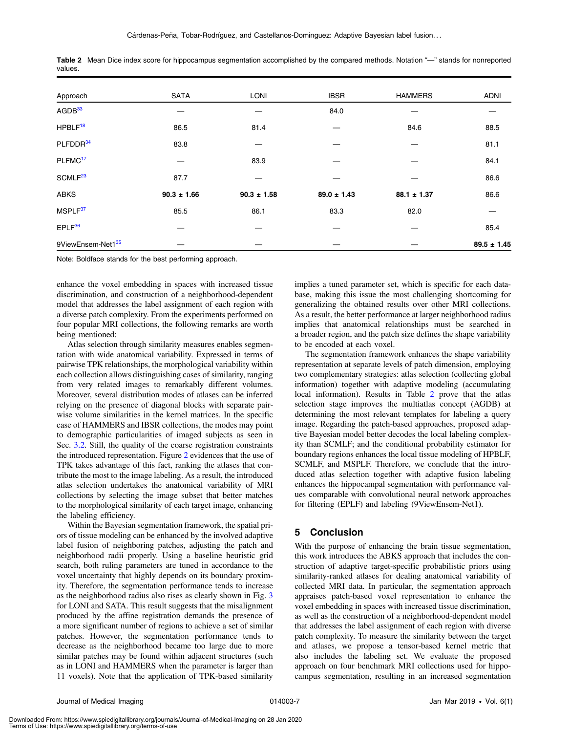**Table 2** Mean Dice index score for hippocampus segmentation accomplished by the compared methods. Notation "—" stands for nonreported values.

| Approach | SATA | LONI | IBSR | HAMMERS | ADNI |
|---|---|---|---|---|---|
| AGDB[33] | — | — | 84.0 | — | — |
| HPBLF[18] | 86.5 | 81.4 | — | 84.6 | 88.5 |
| PLFDDR[34] | 83.8 | — | — | — | 81.1 |
| PLFMC[17] | — | 83.9 | — | — | 84.1 |
| SCMLF[23] | 87.7 | — | — | — | 86.6 |
| ABKS | **90.3 ± 1.66** | **90.3 ± 1.58** | **89.0 ± 1.43** | **88.1 ± 1.37** | 86.6 |
| MSPLF[37] | 85.5 | 86.1 | 83.3 | 82.0 | — |
| EPLF[36] | — | — | — | — | 85.4 |
| 9ViewEnsem-Net1[35] | — | — | — | — | **89.5 ± 1.45** |

Note: Boldface stands for the best performing approach.

enhance the voxel embedding in spaces with increased tissue discrimination, and construction of a neighborhood-dependent model that addresses the label assignment of each region with a diverse patch complexity. From the experiments performed on four popular MRI collections, the following remarks are worth being mentioned:

Atlas selection through similarity measures enables segmentation with wide anatomical variability. Expressed in terms of pairwise TPK relationships, the morphological variability within each collection allows distinguishing cases of similarity, ranging from very related images to remarkably different volumes. Moreover, several distribution modes of atlases can be inferred relying on the presence of diagonal blocks with separate pairwise volume similarities in the kernel matrices. In the specific case of HAMMERS and IBSR collections, the modes may point to demographic particularities of imaged subjects as seen in Sec. 3.2. Still, the quality of the coarse registration constraints the introduced representation. Figure 2 evidences that the use of TPK takes advantage of this fact, ranking the atlases that contribute the most to the image labeling. As a result, the introduced atlas selection undertakes the anatomical variability of MRI collections by selecting the image subset that better matches to the morphological similarity of each target image, enhancing the labeling efficiency.

Within the Bayesian segmentation framework, the spatial priors of tissue modeling can be enhanced by the involved adaptive label fusion of neighboring patches, adjusting the patch and neighborhood radii properly. Using a baseline heuristic grid search, both ruling parameters are tuned in accordance to the voxel uncertainty that highly depends on its boundary proximity. Therefore, the segmentation performance tends to increase as the neighborhood radius also rises as clearly shown in Fig. 3 for LONI and SATA. This result suggests that the misalignment produced by the affine registration demands the presence of a more significant number of regions to achieve a set of similar patches. However, the segmentation performance tends to decrease as the neighborhood became too large due to more similar patches may be found within adjacent structures (such as in LONI and HAMMERS when the parameter is larger than 11 voxels). Note that the application of TPK-based similarity implies a tuned parameter set, which is specific for each database, making this issue the most challenging shortcoming for generalizing the obtained results over other MRI collections. As a result, the better performance at larger neighborhood radius implies that anatomical relationships must be searched in a broader region, and the patch size defines the shape variability to be encoded at each voxel.

The segmentation framework enhances the shape variability representation at separate levels of patch dimension, employing two complementary strategies: atlas selection (collecting global information) together with adaptive modeling (accumulating local information). Results in Table 2 prove that the atlas selection stage improves the multiatlas concept (AGDB) at determining the most relevant templates for labeling a query image. Regarding the patch-based approaches, proposed adaptive Bayesian model better decodes the local labeling complexity than SCMLF; and the conditional probability estimator for boundary regions enhances the local tissue modeling of HPBLF, SCMLF, and MSPLF. Therefore, we conclude that the introduced atlas selection together with adaptive fusion labeling enhances the hippocampal segmentation with performance values comparable with convolutional neural network approaches for filtering (EPLF) and labeling (9ViewEnsem-Net1).

## 5 Conclusion

With the purpose of enhancing the brain tissue segmentation, this work introduces the ABKS approach that includes the construction of adaptive target-specific probabilistic priors using similarity-ranked atlases for dealing anatomical variability of collected MRI data. In particular, the segmentation approach appraises patch-based voxel representation to enhance the voxel embedding in spaces with increased tissue discrimination, as well as the construction of a neighborhood-dependent model that addresses the label assignment of each region with diverse patch complexity. To measure the similarity between the target and atlases, we propose a tensor-based kernel metric that also includes the labeling set. We evaluate the proposed approach on four benchmark MRI collections used for hippocampus segmentation, resulting in an increased segmentation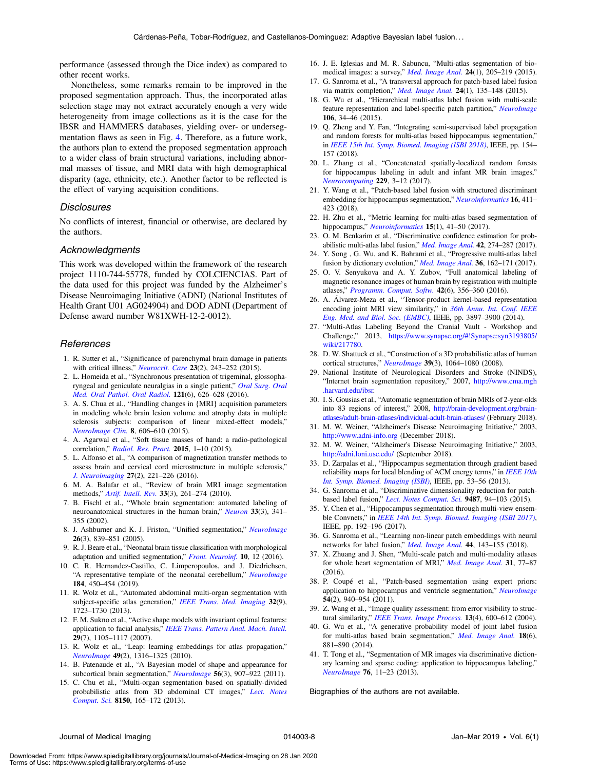performance (assessed through the Dice index) as compared to other recent works.

Nonetheless, some remarks remain to be improved in the proposed segmentation approach. Thus, the incorporated atlas selection stage may not extract accurately enough a very wide heterogeneity from image collections as it is the case for the IBSR and HAMMERS databases, yielding over- or undersegmentation flaws as seen in Fig. 4. Therefore, as a future work, the authors plan to extend the proposed segmentation approach to a wider class of brain structural variations, including abnormal masses of tissue, and MRI data with high demographical disparity (age, ethnicity, etc.). Another factor to be reflected is the effect of varying acquisition conditions.

## Disclosures

No conflicts of interest, financial or otherwise, are declared by the authors.

## Acknowledgments

This work was developed within the framework of the research project 1110-744-55778, funded by COLCIENCIAS. Part of the data used for this project was funded by the Alzheimer's Disease Neuroimaging Initiative (ADNI) (National Institutes of Health Grant U01 AG024904) and DOD ADNI (Department of Defense award number W81XWH-12-2-0012).

## References

1. R. Sutter et al., "Significance of parenchymal brain damage in patients with critical illness," *Neurocrit. Care* **23**(2), 243–252 (2015).
2. L. Homeida et al., "Synchronous presentation of trigeminal, glossopharyngeal and geniculate neuralgias in a single patient," *Oral Surg. Oral Med. Oral Pathol. Oral Radiol.* **121**(6), 626–628 (2016).
3. A. S. Chua et al., "Handling changes in {MRI} acquisition parameters in modeling whole brain lesion volume and atrophy data in multiple sclerosis subjects: comparison of linear mixed-effect models," *NeuroImage Clin.* **8**, 606–610 (2015).
4. A. Agarwal et al., "Soft tissue masses of hand: a radio-pathological correlation," *Radiol. Res. Pract.* **2015**, 1–10 (2015).
5. L. Alfonso et al., "A comparison of magnetization transfer methods to assess brain and cervical cord microstructure in multiple sclerosis," *J. Neuroimaging* **27**(2), 221–226 (2016).
6. M. A. Balafar et al., "Review of brain MRI image segmentation methods," *Artif. Intell. Rev.* **33**(3), 261–274 (2010).
7. B. Fischl et al., "Whole brain segmentation: automated labeling of neuroanatomical structures in the human brain," *Neuron* **33**(3), 341–355 (2002).
8. J. Ashburner and K. J. Friston, "Unified segmentation," *NeuroImage* **26**(3), 839–851 (2005).
9. R. J. Beare et al., "Neonatal brain tissue classification with morphological adaptation and unified segmentation," *Front. Neuroinf.* **10**, 12 (2016).
10. C. R. Hernandez-Castillo, C. Limperopoulos, and J. Diedrichsen, "A representative template of the neonatal cerebellum," *NeuroImage* **184**, 450–454 (2019).
11. R. Wolz et al., "Automated abdominal multi-organ segmentation with subject-specific atlas generation," *IEEE Trans. Med. Imaging* **32**(9), 1723–1730 (2013).
12. F. M. Sukno et al., "Active shape models with invariant optimal features: application to facial analysis," *IEEE Trans. Pattern Anal. Mach. Intell.* **29**(7), 1105–1117 (2007).
13. R. Wolz et al., "Leap: learning embeddings for atlas propagation," *NeuroImage* **49**(2), 1316–1325 (2010).
14. B. Patenaude et al., "A Bayesian model of shape and appearance for subcortical brain segmentation," *NeuroImage* **56**(3), 907–922 (2011).
15. C. Chu et al., "Multi-organ segmentation based on spatially-divided probabilistic atlas from 3D abdominal CT images," *Lect. Notes Comput. Sci.* **8150**, 165–172 (2013).
16. J. E. Iglesias and M. R. Sabuncu, "Multi-atlas segmentation of biomedical images: a survey," *Med. Image Anal.* **24**(1), 205–219 (2015).
17. G. Sanroma et al., "A transversal approach for patch-based label fusion via matrix completion," *Med. Image Anal.* **24**(1), 135–148 (2015).
18. G. Wu et al., "Hierarchical multi-atlas label fusion with multi-scale feature representation and label-specific patch partition," *NeuroImage* **106**, 34–46 (2015).
19. Q. Zheng and Y. Fan, "Integrating semi-supervised label propagation and random forests for multi-atlas based hippocampus segmentation," in *IEEE 15th Int. Symp. Biomed. Imaging (ISBI 2018)*, IEEE, pp. 154–157 (2018).
20. L. Zhang et al., "Concatenated spatially-localized random forests for hippocampus labeling in adult and infant MR brain images," *Neurocomputing* **229**, 3–12 (2017).
21. Y. Wang et al., "Patch-based label fusion with structured discriminant embedding for hippocampus segmentation," *Neuroinformatics* **16**, 411–423 (2018).
22. H. Zhu et al., "Metric learning for multi-atlas based segmentation of hippocampus," *Neuroinformatics* **15**(1), 41–50 (2017).
23. O. M. Benkarim et al., "Discriminative confidence estimation for probabilistic multi-atlas label fusion," *Med. Image Anal.* **42**, 274–287 (2017).
24. Y. Song , G. Wu, and K. Bahrami et al., "Progressive multi-atlas label fusion by dictionary evolution," *Med. Image Anal.* **36**, 162–171 (2017).
25. O. V. Senyukova and A. Y. Zubov, "Full anatomical labeling of magnetic resonance images of human brain by registration with multiple atlases," *Programm. Comput. Softw.* **42**(6), 356–360 (2016).
26. A. Álvarez-Meza et al., "Tensor-product kernel-based representation encoding joint MRI view similarity," in *36th Annu. Int. Conf. IEEE Eng. Med. and Biol. Soc. (EMBC)*, IEEE, pp. 3897–3900 (2014).
27. "Multi-Atlas Labeling Beyond the Cranial Vault - Workshop and Challenge," 2013, https://www.synapse.org/#!Synapse:syn3193805/wiki/217780.
28. D. W. Shattuck et al., "Construction of a 3D probabilistic atlas of human cortical structures," *NeuroImage* **39**(3), 1064–1080 (2008).
29. National Institute of Neurological Disorders and Stroke (NINDS), "Internet brain segmentation repository," 2007, http://www.cma.mgh.harvard.edu/ibsr.
30. I. S. Gousias et al., "Automatic segmentation of brain MRIs of 2-year-olds into 83 regions of interest," 2008, http://brain-development.org/brain-atlases/adult-brain-atlases/individual-adult-brain-atlases/ (February 2018).
31. M. W. Weiner, "Alzheimer's Disease Neuroimaging Initiative," 2003, http://www.adni-info.org (December 2018).
32. M. W. Weiner, "Alzheimer's Disease Neuroimaging Initiative," 2003, http://adni.loni.usc.edu/ (September 2018).
33. D. Zarpalas et al., "Hippocampus segmentation through gradient based reliability maps for local blending of ACM energy terms," in *IEEE 10th Int. Symp. Biomed. Imaging (ISBI)*, IEEE, pp. 53–56 (2013).
34. G. Sanroma et al., "Discriminative dimensionality reduction for patch-based label fusion," *Lect. Notes Comput. Sci.* **9487**, 94–103 (2015).
35. Y. Chen et al., "Hippocampus segmentation through multi-view ensemble Convnets," in *IEEE 14th Int. Symp. Biomed. Imaging (ISBI 2017)*, IEEE, pp. 192–196 (2017).
36. G. Sanroma et al., "Learning non-linear patch embeddings with neural networks for label fusion," *Med. Image Anal.* **44**, 143–155 (2018).
37. X. Zhuang and J. Shen, "Multi-scale patch and multi-modality atlases for whole heart segmentation of MRI," *Med. Image Anal.* **31**, 77–87 (2016).
38. P. Coupé et al., "Patch-based segmentation using expert priors: application to hippocampus and ventricle segmentation," *NeuroImage* **54**(2), 940–954 (2011).
39. Z. Wang et al., "Image quality assessment: from error visibility to structural similarity," *IEEE Trans. Image Process.* **13**(4), 600–612 (2004).
40. G. Wu et al., "A generative probability model of joint label fusion for multi-atlas based brain segmentation," *Med. Image Anal.* **18**(6), 881–890 (2014).
41. T. Tong et al., "Segmentation of MR images via discriminative dictionary learning and sparse coding: application to hippocampus labeling," *NeuroImage* **76**, 11–23 (2013).

Biographies of the authors are not available.